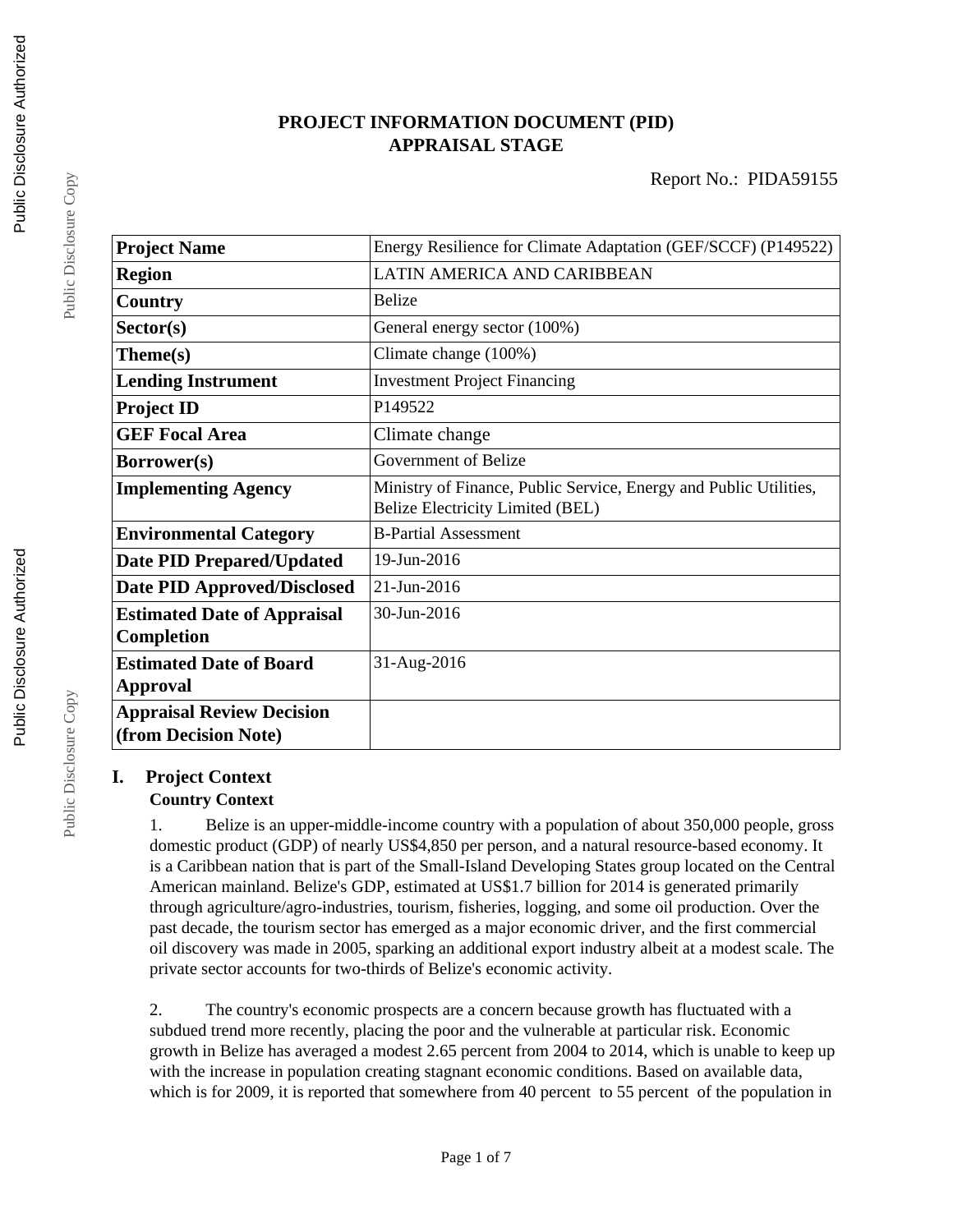# PROJECT INFORMATION DOCUMENT (PID)
# APPRAISAL STAGE

Report No.: PIDA59155

| Project Name | Energy Resilience for Climate Adaptation (GEF/SCCF) (P149522) |
|---|---|
| Region | LATIN AMERICA AND CARIBBEAN |
| Country | Belize |
| Sector(s) | General energy sector (100%) |
| Theme(s) | Climate change (100%) |
| Lending Instrument | Investment Project Financing |
| Project ID | P149522 |
| GEF Focal Area | Climate change |
| Borrower(s) | Government of Belize |
| Implementing Agency | Ministry of Finance, Public Service, Energy and Public Utilities, Belize Electricity Limited (BEL) |
| Environmental Category | B-Partial Assessment |
| Date PID Prepared/Updated | 19-Jun-2016 |
| Date PID Approved/Disclosed | 21-Jun-2016 |
| Estimated Date of Appraisal Completion | 30-Jun-2016 |
| Estimated Date of Board Approval | 31-Aug-2016 |
| Appraisal Review Decision (from Decision Note) | |

## I. Project Context

### Country Context

1. Belize is an upper-middle-income country with a population of about 350,000 people, gross domestic product (GDP) of nearly US$4,850 per person, and a natural resource-based economy. It is a Caribbean nation that is part of the Small-Island Developing States group located on the Central American mainland. Belize's GDP, estimated at US$1.7 billion for 2014 is generated primarily through agriculture/agro-industries, tourism, fisheries, logging, and some oil production. Over the past decade, the tourism sector has emerged as a major economic driver, and the first commercial oil discovery was made in 2005, sparking an additional export industry albeit at a modest scale. The private sector accounts for two-thirds of Belize's economic activity.

2. The country's economic prospects are a concern because growth has fluctuated with a subdued trend more recently, placing the poor and the vulnerable at particular risk. Economic growth in Belize has averaged a modest 2.65 percent from 2004 to 2014, which is unable to keep up with the increase in population creating stagnant economic conditions. Based on available data, which is for 2009, it is reported that somewhere from 40 percent to 55 percent of the population in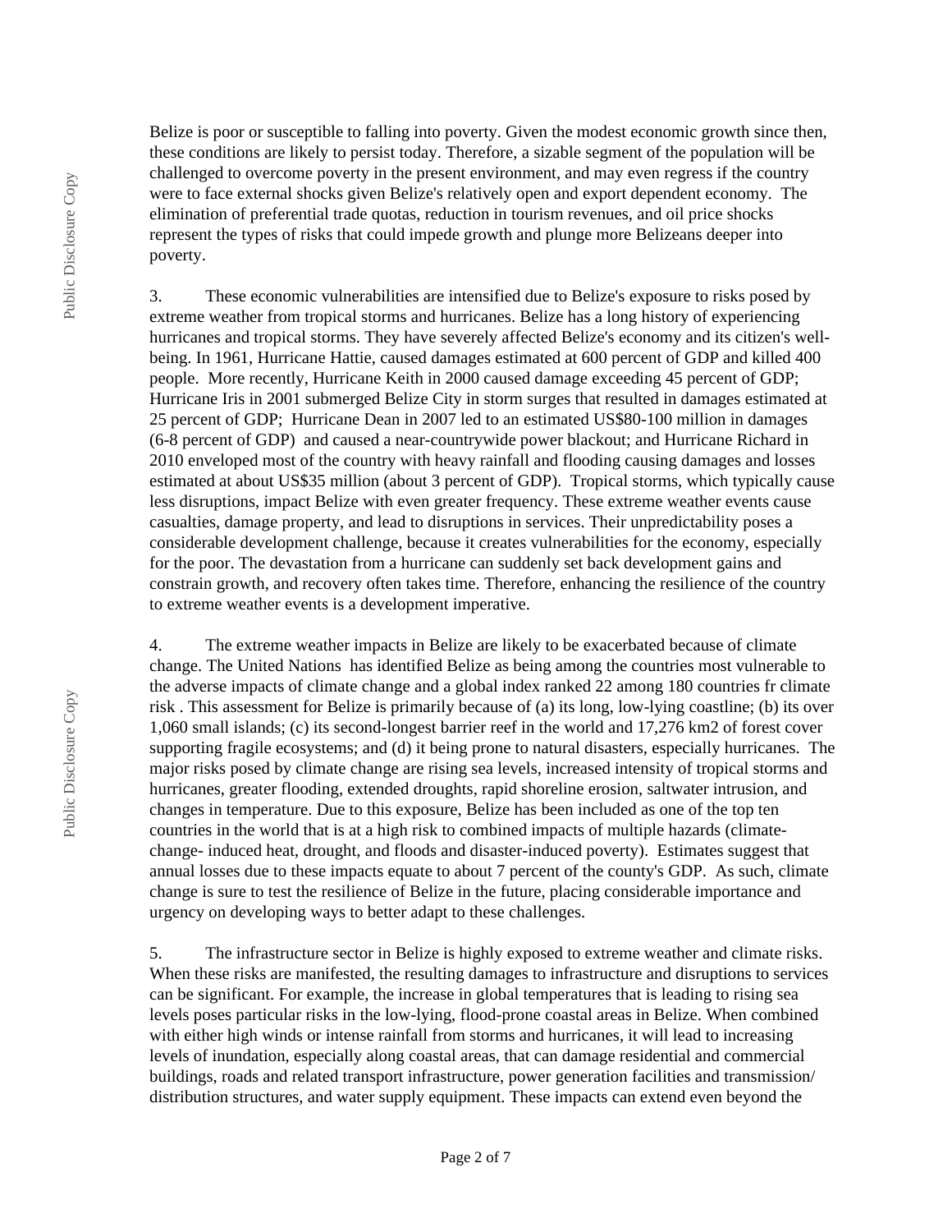Belize is poor or susceptible to falling into poverty. Given the modest economic growth since then, these conditions are likely to persist today. Therefore, a sizable segment of the population will be challenged to overcome poverty in the present environment, and may even regress if the country were to face external shocks given Belize's relatively open and export dependent economy. The elimination of preferential trade quotas, reduction in tourism revenues, and oil price shocks represent the types of risks that could impede growth and plunge more Belizeans deeper into poverty.

3. These economic vulnerabilities are intensified due to Belize's exposure to risks posed by extreme weather from tropical storms and hurricanes. Belize has a long history of experiencing hurricanes and tropical storms. They have severely affected Belize's economy and its citizen's well-being. In 1961, Hurricane Hattie, caused damages estimated at 600 percent of GDP and killed 400 people. More recently, Hurricane Keith in 2000 caused damage exceeding 45 percent of GDP; Hurricane Iris in 2001 submerged Belize City in storm surges that resulted in damages estimated at 25 percent of GDP; Hurricane Dean in 2007 led to an estimated US$80-100 million in damages (6-8 percent of GDP) and caused a near-countrywide power blackout; and Hurricane Richard in 2010 enveloped most of the country with heavy rainfall and flooding causing damages and losses estimated at about US$35 million (about 3 percent of GDP). Tropical storms, which typically cause less disruptions, impact Belize with even greater frequency. These extreme weather events cause casualties, damage property, and lead to disruptions in services. Their unpredictability poses a considerable development challenge, because it creates vulnerabilities for the economy, especially for the poor. The devastation from a hurricane can suddenly set back development gains and constrain growth, and recovery often takes time. Therefore, enhancing the resilience of the country to extreme weather events is a development imperative.

4. The extreme weather impacts in Belize are likely to be exacerbated because of climate change. The United Nations has identified Belize as being among the countries most vulnerable to the adverse impacts of climate change and a global index ranked 22 among 180 countries fr climate risk . This assessment for Belize is primarily because of (a) its long, low-lying coastline; (b) its over 1,060 small islands; (c) its second-longest barrier reef in the world and 17,276 km2 of forest cover supporting fragile ecosystems; and (d) it being prone to natural disasters, especially hurricanes. The major risks posed by climate change are rising sea levels, increased intensity of tropical storms and hurricanes, greater flooding, extended droughts, rapid shoreline erosion, saltwater intrusion, and changes in temperature. Due to this exposure, Belize has been included as one of the top ten countries in the world that is at a high risk to combined impacts of multiple hazards (climate-change- induced heat, drought, and floods and disaster-induced poverty). Estimates suggest that annual losses due to these impacts equate to about 7 percent of the county's GDP. As such, climate change is sure to test the resilience of Belize in the future, placing considerable importance and urgency on developing ways to better adapt to these challenges.

5. The infrastructure sector in Belize is highly exposed to extreme weather and climate risks. When these risks are manifested, the resulting damages to infrastructure and disruptions to services can be significant. For example, the increase in global temperatures that is leading to rising sea levels poses particular risks in the low-lying, flood-prone coastal areas in Belize. When combined with either high winds or intense rainfall from storms and hurricanes, it will lead to increasing levels of inundation, especially along coastal areas, that can damage residential and commercial buildings, roads and related transport infrastructure, power generation facilities and transmission/ distribution structures, and water supply equipment. These impacts can extend even beyond the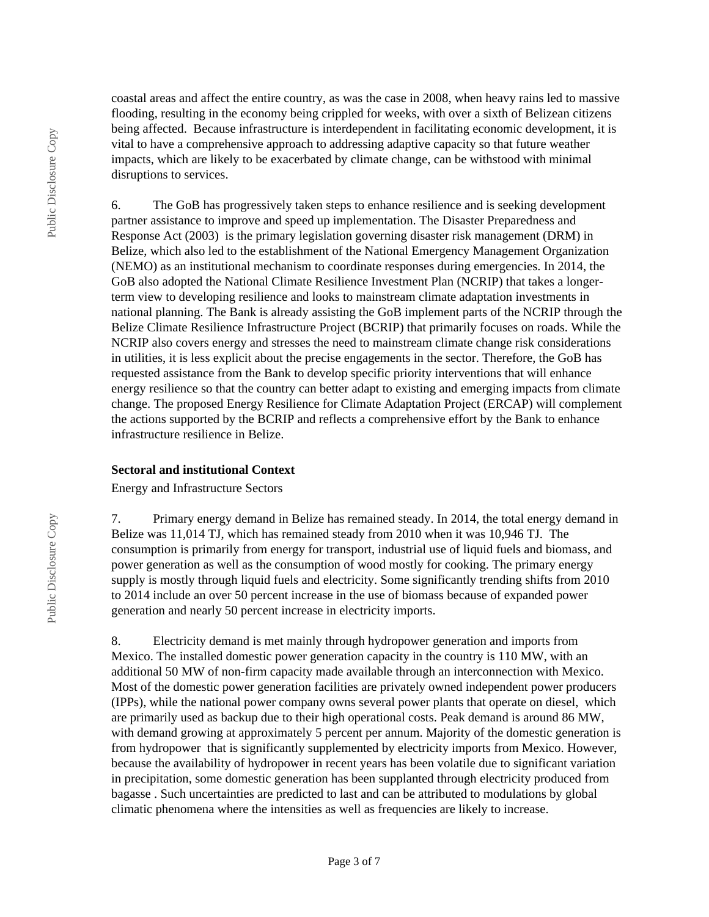coastal areas and affect the entire country, as was the case in 2008, when heavy rains led to massive flooding, resulting in the economy being crippled for weeks, with over a sixth of Belizean citizens being affected. Because infrastructure is interdependent in facilitating economic development, it is vital to have a comprehensive approach to addressing adaptive capacity so that future weather impacts, which are likely to be exacerbated by climate change, can be withstood with minimal disruptions to services.

6. The GoB has progressively taken steps to enhance resilience and is seeking development partner assistance to improve and speed up implementation. The Disaster Preparedness and Response Act (2003) is the primary legislation governing disaster risk management (DRM) in Belize, which also led to the establishment of the National Emergency Management Organization (NEMO) as an institutional mechanism to coordinate responses during emergencies. In 2014, the GoB also adopted the National Climate Resilience Investment Plan (NCRIP) that takes a longer-term view to developing resilience and looks to mainstream climate adaptation investments in national planning. The Bank is already assisting the GoB implement parts of the NCRIP through the Belize Climate Resilience Infrastructure Project (BCRIP) that primarily focuses on roads. While the NCRIP also covers energy and stresses the need to mainstream climate change risk considerations in utilities, it is less explicit about the precise engagements in the sector. Therefore, the GoB has requested assistance from the Bank to develop specific priority interventions that will enhance energy resilience so that the country can better adapt to existing and emerging impacts from climate change. The proposed Energy Resilience for Climate Adaptation Project (ERCAP) will complement the actions supported by the BCRIP and reflects a comprehensive effort by the Bank to enhance infrastructure resilience in Belize.

### Sectoral and institutional Context

Energy and Infrastructure Sectors

7. Primary energy demand in Belize has remained steady. In 2014, the total energy demand in Belize was 11,014 TJ, which has remained steady from 2010 when it was 10,946 TJ. The consumption is primarily from energy for transport, industrial use of liquid fuels and biomass, and power generation as well as the consumption of wood mostly for cooking. The primary energy supply is mostly through liquid fuels and electricity. Some significantly trending shifts from 2010 to 2014 include an over 50 percent increase in the use of biomass because of expanded power generation and nearly 50 percent increase in electricity imports.

8. Electricity demand is met mainly through hydropower generation and imports from Mexico. The installed domestic power generation capacity in the country is 110 MW, with an additional 50 MW of non-firm capacity made available through an interconnection with Mexico. Most of the domestic power generation facilities are privately owned independent power producers (IPPs), while the national power company owns several power plants that operate on diesel, which are primarily used as backup due to their high operational costs. Peak demand is around 86 MW, with demand growing at approximately 5 percent per annum. Majority of the domestic generation is from hydropower that is significantly supplemented by electricity imports from Mexico. However, because the availability of hydropower in recent years has been volatile due to significant variation in precipitation, some domestic generation has been supplanted through electricity produced from bagasse . Such uncertainties are predicted to last and can be attributed to modulations by global climatic phenomena where the intensities as well as frequencies are likely to increase.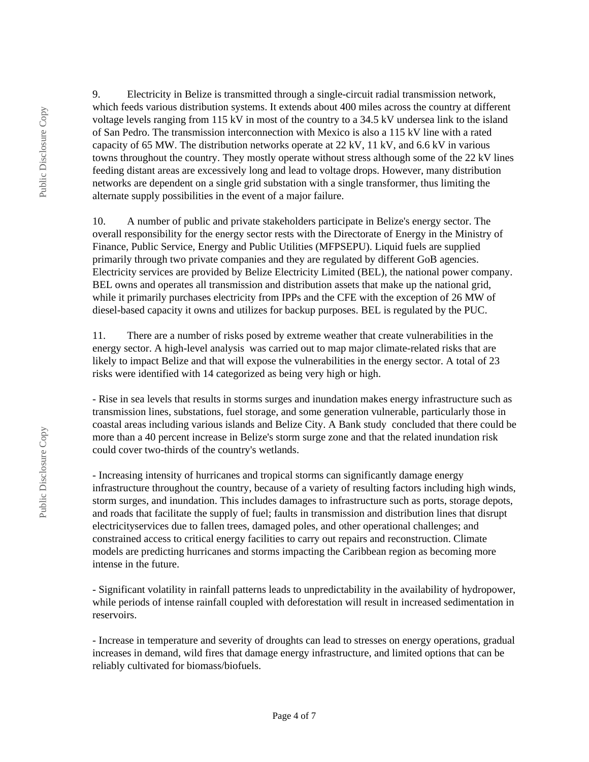9. Electricity in Belize is transmitted through a single-circuit radial transmission network, which feeds various distribution systems. It extends about 400 miles across the country at different voltage levels ranging from 115 kV in most of the country to a 34.5 kV undersea link to the island of San Pedro. The transmission interconnection with Mexico is also a 115 kV line with a rated capacity of 65 MW. The distribution networks operate at 22 kV, 11 kV, and 6.6 kV in various towns throughout the country. They mostly operate without stress although some of the 22 kV lines feeding distant areas are excessively long and lead to voltage drops. However, many distribution networks are dependent on a single grid substation with a single transformer, thus limiting the alternate supply possibilities in the event of a major failure.

10. A number of public and private stakeholders participate in Belize's energy sector. The overall responsibility for the energy sector rests with the Directorate of Energy in the Ministry of Finance, Public Service, Energy and Public Utilities (MFPSEPU). Liquid fuels are supplied primarily through two private companies and they are regulated by different GoB agencies. Electricity services are provided by Belize Electricity Limited (BEL), the national power company. BEL owns and operates all transmission and distribution assets that make up the national grid, while it primarily purchases electricity from IPPs and the CFE with the exception of 26 MW of diesel-based capacity it owns and utilizes for backup purposes. BEL is regulated by the PUC.

11. There are a number of risks posed by extreme weather that create vulnerabilities in the energy sector. A high-level analysis was carried out to map major climate-related risks that are likely to impact Belize and that will expose the vulnerabilities in the energy sector. A total of 23 risks were identified with 14 categorized as being very high or high.

- Rise in sea levels that results in storms surges and inundation makes energy infrastructure such as transmission lines, substations, fuel storage, and some generation vulnerable, particularly those in coastal areas including various islands and Belize City. A Bank study concluded that there could be more than a 40 percent increase in Belize's storm surge zone and that the related inundation risk could cover two-thirds of the country's wetlands.

- Increasing intensity of hurricanes and tropical storms can significantly damage energy infrastructure throughout the country, because of a variety of resulting factors including high winds, storm surges, and inundation. This includes damages to infrastructure such as ports, storage depots, and roads that facilitate the supply of fuel; faults in transmission and distribution lines that disrupt electricityservices due to fallen trees, damaged poles, and other operational challenges; and constrained access to critical energy facilities to carry out repairs and reconstruction. Climate models are predicting hurricanes and storms impacting the Caribbean region as becoming more intense in the future.

- Significant volatility in rainfall patterns leads to unpredictability in the availability of hydropower, while periods of intense rainfall coupled with deforestation will result in increased sedimentation in reservoirs.

- Increase in temperature and severity of droughts can lead to stresses on energy operations, gradual increases in demand, wild fires that damage energy infrastructure, and limited options that can be reliably cultivated for biomass/biofuels.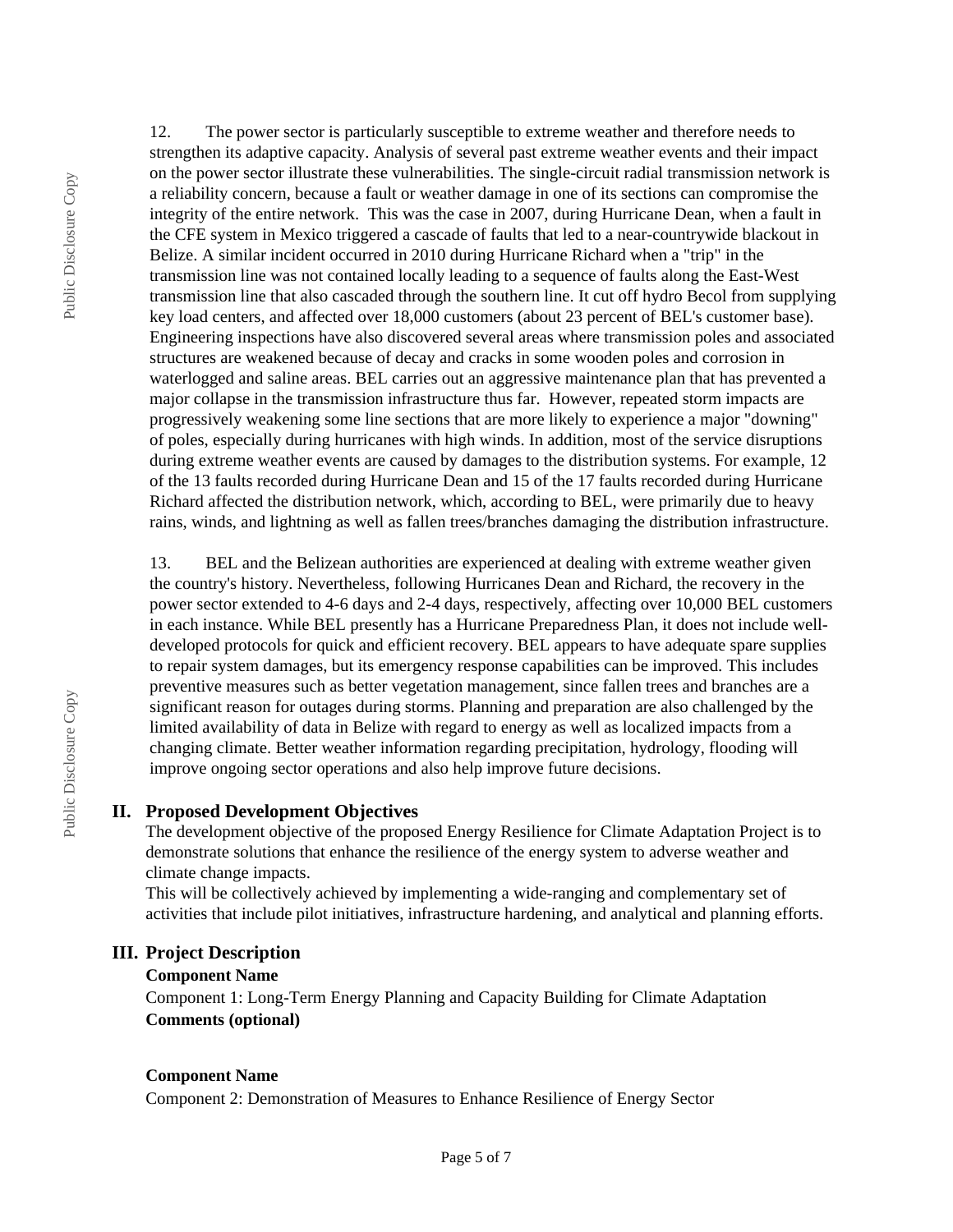12. The power sector is particularly susceptible to extreme weather and therefore needs to strengthen its adaptive capacity. Analysis of several past extreme weather events and their impact on the power sector illustrate these vulnerabilities. The single-circuit radial transmission network is a reliability concern, because a fault or weather damage in one of its sections can compromise the integrity of the entire network. This was the case in 2007, during Hurricane Dean, when a fault in the CFE system in Mexico triggered a cascade of faults that led to a near-countrywide blackout in Belize. A similar incident occurred in 2010 during Hurricane Richard when a "trip" in the transmission line was not contained locally leading to a sequence of faults along the East-West transmission line that also cascaded through the southern line. It cut off hydro Becol from supplying key load centers, and affected over 18,000 customers (about 23 percent of BEL's customer base). Engineering inspections have also discovered several areas where transmission poles and associated structures are weakened because of decay and cracks in some wooden poles and corrosion in waterlogged and saline areas. BEL carries out an aggressive maintenance plan that has prevented a major collapse in the transmission infrastructure thus far. However, repeated storm impacts are progressively weakening some line sections that are more likely to experience a major "downing" of poles, especially during hurricanes with high winds. In addition, most of the service disruptions during extreme weather events are caused by damages to the distribution systems. For example, 12 of the 13 faults recorded during Hurricane Dean and 15 of the 17 faults recorded during Hurricane Richard affected the distribution network, which, according to BEL, were primarily due to heavy rains, winds, and lightning as well as fallen trees/branches damaging the distribution infrastructure.

13. BEL and the Belizean authorities are experienced at dealing with extreme weather given the country's history. Nevertheless, following Hurricanes Dean and Richard, the recovery in the power sector extended to 4-6 days and 2-4 days, respectively, affecting over 10,000 BEL customers in each instance. While BEL presently has a Hurricane Preparedness Plan, it does not include well-developed protocols for quick and efficient recovery. BEL appears to have adequate spare supplies to repair system damages, but its emergency response capabilities can be improved. This includes preventive measures such as better vegetation management, since fallen trees and branches are a significant reason for outages during storms. Planning and preparation are also challenged by the limited availability of data in Belize with regard to energy as well as localized impacts from a changing climate. Better weather information regarding precipitation, hydrology, flooding will improve ongoing sector operations and also help improve future decisions.

## II. Proposed Development Objectives

The development objective of the proposed Energy Resilience for Climate Adaptation Project is to demonstrate solutions that enhance the resilience of the energy system to adverse weather and climate change impacts.

This will be collectively achieved by implementing a wide-ranging and complementary set of activities that include pilot initiatives, infrastructure hardening, and analytical and planning efforts.

## III. Project Description

**Component Name**

Component 1: Long-Term Energy Planning and Capacity Building for Climate Adaptation

**Comments (optional)**

**Component Name**

Component 2: Demonstration of Measures to Enhance Resilience of Energy Sector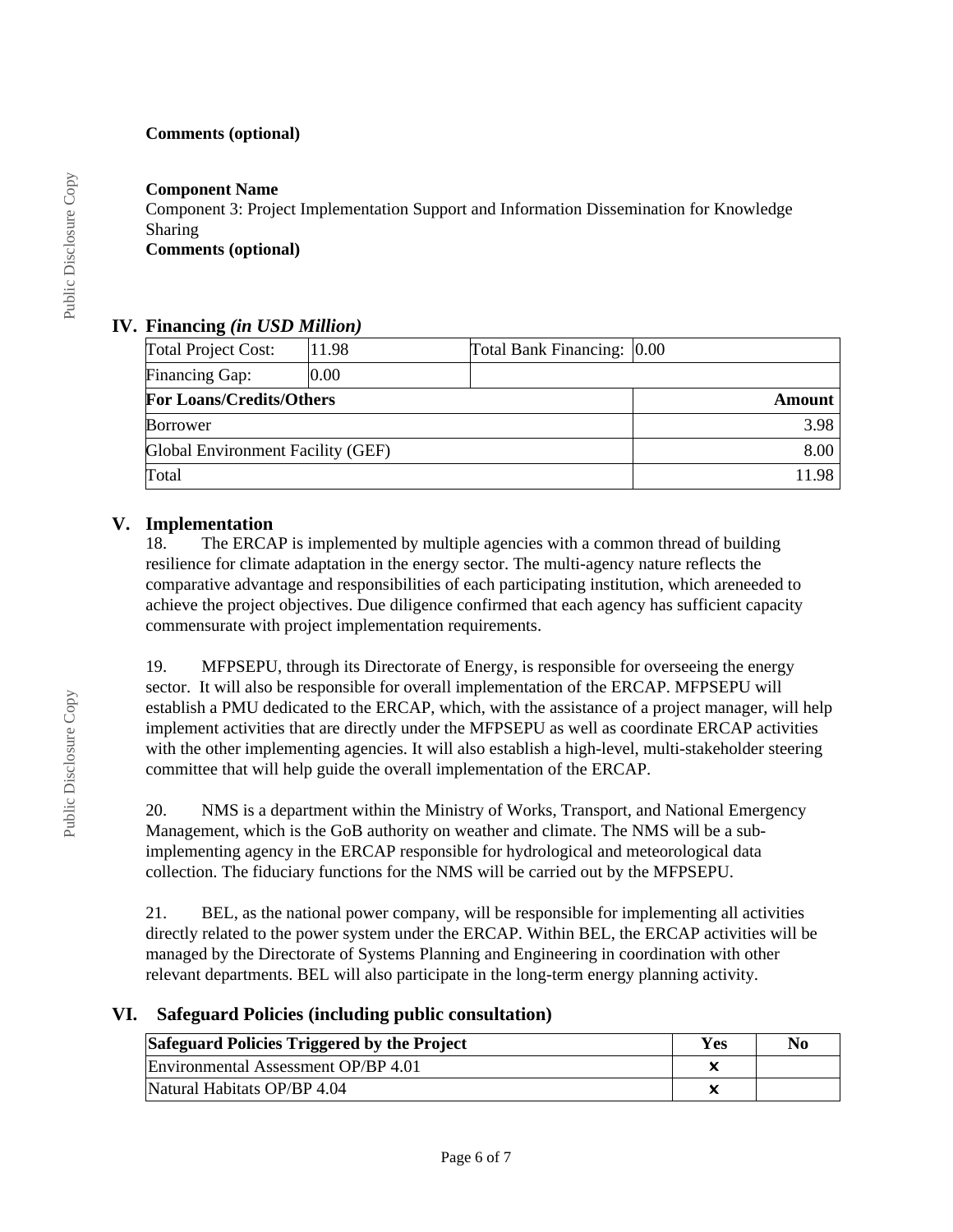**Comments (optional)**

**Component Name**
Component 3: Project Implementation Support and Information Dissemination for Knowledge Sharing
**Comments (optional)**

## IV. Financing *(in USD Million)*

| Total Project Cost: | 11.98 | Total Bank Financing: | 0.00 |
|---|---|---|---|
| Financing Gap: | 0.00 | | |
| **For Loans/Credits/Others** | | | **Amount** |
| Borrower | | | 3.98 |
| Global Environment Facility (GEF) | | | 8.00 |
| Total | | | 11.98 |

## V. Implementation

18. The ERCAP is implemented by multiple agencies with a common thread of building resilience for climate adaptation in the energy sector. The multi-agency nature reflects the comparative advantage and responsibilities of each participating institution, which areneeded to achieve the project objectives. Due diligence confirmed that each agency has sufficient capacity commensurate with project implementation requirements.

19. MFPSEPU, through its Directorate of Energy, is responsible for overseeing the energy sector. It will also be responsible for overall implementation of the ERCAP. MFPSEPU will establish a PMU dedicated to the ERCAP, which, with the assistance of a project manager, will help implement activities that are directly under the MFPSEPU as well as coordinate ERCAP activities with the other implementing agencies. It will also establish a high-level, multi-stakeholder steering committee that will help guide the overall implementation of the ERCAP.

20. NMS is a department within the Ministry of Works, Transport, and National Emergency Management, which is the GoB authority on weather and climate. The NMS will be a sub-implementing agency in the ERCAP responsible for hydrological and meteorological data collection. The fiduciary functions for the NMS will be carried out by the MFPSEPU.

21. BEL, as the national power company, will be responsible for implementing all activities directly related to the power system under the ERCAP. Within BEL, the ERCAP activities will be managed by the Directorate of Systems Planning and Engineering in coordination with other relevant departments. BEL will also participate in the long-term energy planning activity.

## VI. Safeguard Policies (including public consultation)

| Safeguard Policies Triggered by the Project | Yes | No |
|---|---|---|
| Environmental Assessment OP/BP 4.01 | x | |
| Natural Habitats OP/BP 4.04 | x | |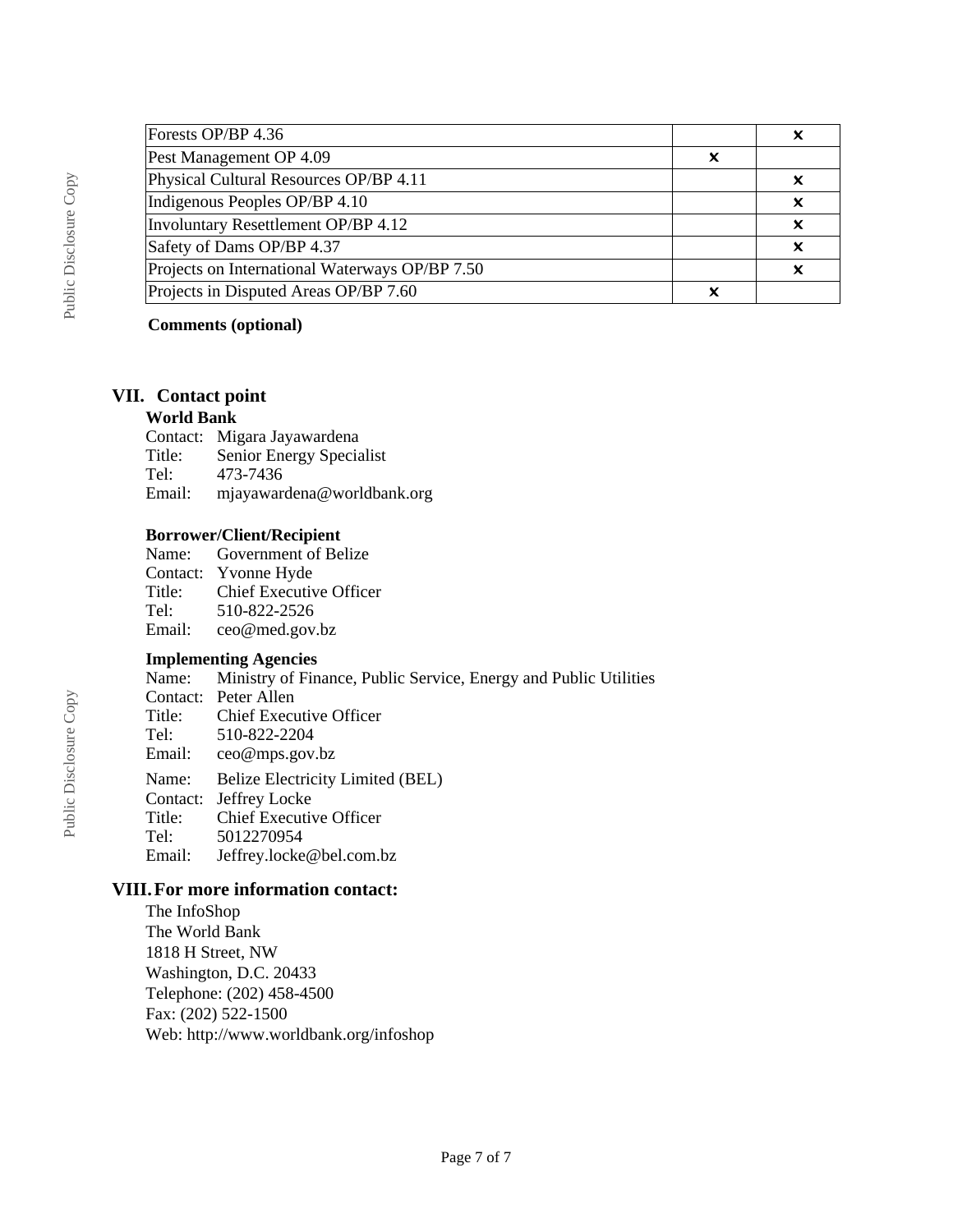| | | |
|---|---|---|
| Forests OP/BP 4.36 | | x |
| Pest Management OP 4.09 | x | |
| Physical Cultural Resources OP/BP 4.11 | | x |
| Indigenous Peoples OP/BP 4.10 | | x |
| Involuntary Resettlement OP/BP 4.12 | | x |
| Safety of Dams OP/BP 4.37 | | x |
| Projects on International Waterways OP/BP 7.50 | | x |
| Projects in Disputed Areas OP/BP 7.60 | x | |

**Comments (optional)**

## VII. Contact point

**World Bank**

Contact: Migara Jayawardena
Title: Senior Energy Specialist
Tel: 473-7436
Email: mjayawardena@worldbank.org

**Borrower/Client/Recipient**

Name: Government of Belize
Contact: Yvonne Hyde
Title: Chief Executive Officer
Tel: 510-822-2526
Email: ceo@med.gov.bz

**Implementing Agencies**

Name: Ministry of Finance, Public Service, Energy and Public Utilities
Contact: Peter Allen
Title: Chief Executive Officer
Tel: 510-822-2204
Email: ceo@mps.gov.bz

Name: Belize Electricity Limited (BEL)
Contact: Jeffrey Locke
Title: Chief Executive Officer
Tel: 5012270954
Email: Jeffrey.locke@bel.com.bz

## VIII. For more information contact:

The InfoShop
The World Bank
1818 H Street, NW
Washington, D.C. 20433
Telephone: (202) 458-4500
Fax: (202) 522-1500
Web: http://www.worldbank.org/infoshop